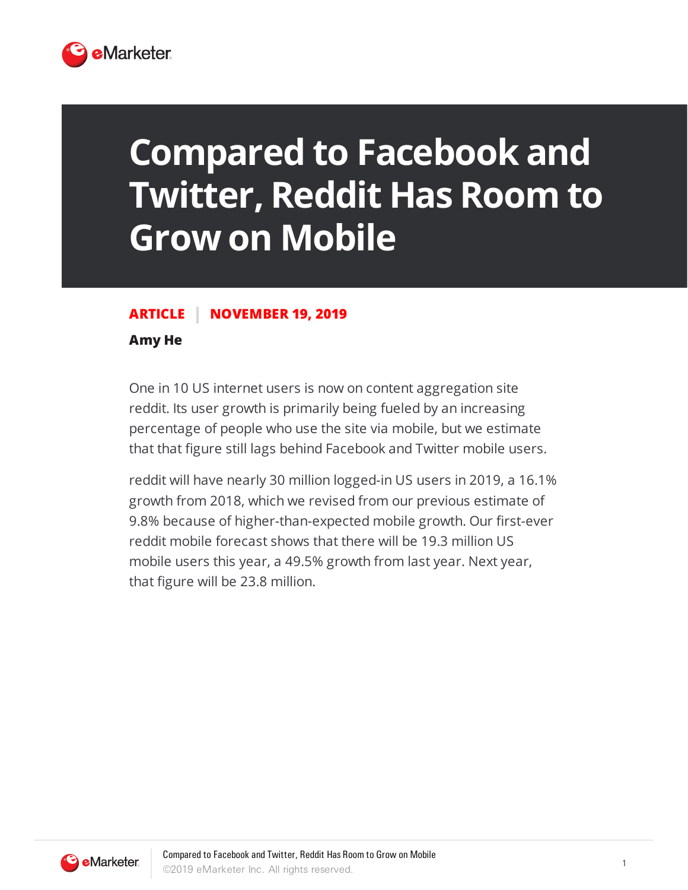# Compared to Facebook and Twitter, Reddit Has Room to Grow on Mobile

**ARTICLE** | **NOVEMBER 19, 2019**

**Amy He**

One in 10 US internet users is now on content aggregation site reddit. Its user growth is primarily being fueled by an increasing percentage of people who use the site via mobile, but we estimate that that figure still lags behind Facebook and Twitter mobile users.

reddit will have nearly 30 million logged-in US users in 2019, a 16.1% growth from 2018, which we revised from our previous estimate of 9.8% because of higher-than-expected mobile growth. Our first-ever reddit mobile forecast shows that there will be 19.3 million US mobile users this year, a 49.5% growth from last year. Next year, that figure will be 23.8 million.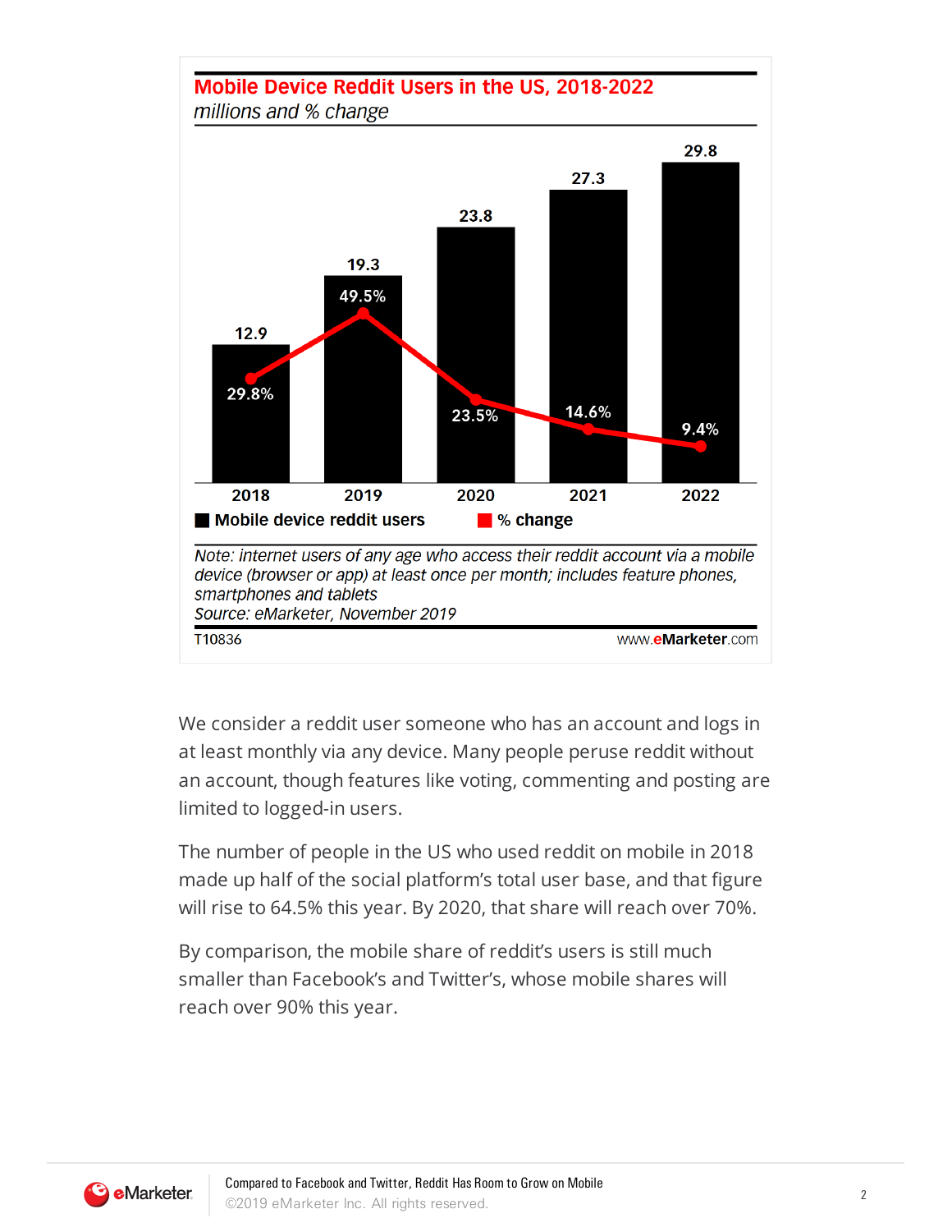**Mobile Device Reddit Users in the US, 2018-2022**
*millions and % change*

| Year | Mobile device reddit users | % change |
|---|---|---|
| 2018 | 12.9 | 29.8% |
| 2019 | 19.3 | 49.5% |
| 2020 | 23.8 | 23.5% |
| 2021 | 27.3 | 14.6% |
| 2022 | 29.8 | 9.4% |

*Note: internet users of any age who access their reddit account via a mobile device (browser or app) at least once per month; includes feature phones, smartphones and tablets*
*Source: eMarketer, November 2019*

T10836 www.eMarketer.com

We consider a reddit user someone who has an account and logs in at least monthly via any device. Many people peruse reddit without an account, though features like voting, commenting and posting are limited to logged-in users.

The number of people in the US who used reddit on mobile in 2018 made up half of the social platform's total user base, and that figure will rise to 64.5% this year. By 2020, that share will reach over 70%.

By comparison, the mobile share of reddit's users is still much smaller than Facebook's and Twitter's, whose mobile shares will reach over 90% this year.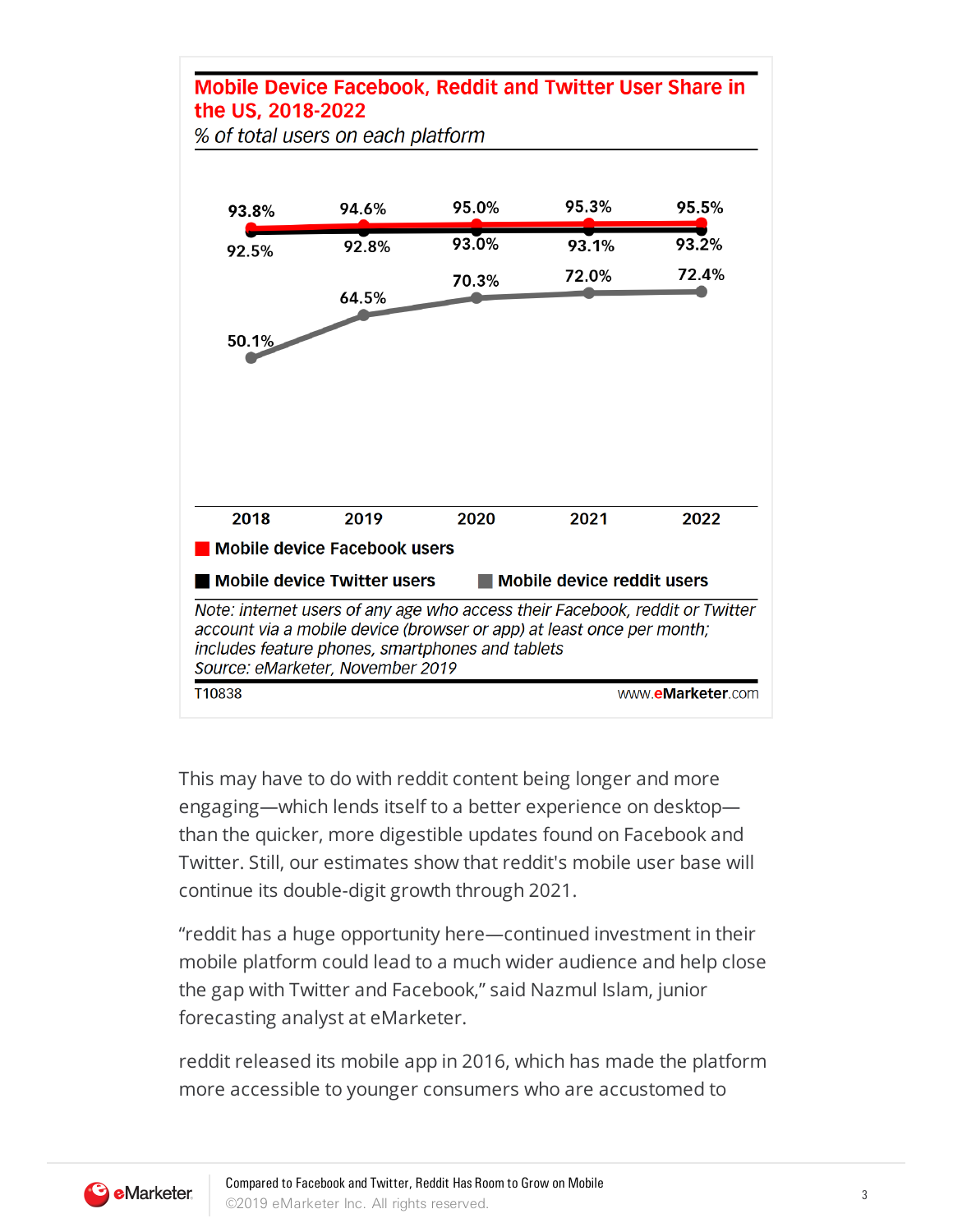**Mobile Device Facebook, Reddit and Twitter User Share in the US, 2018-2022**

*% of total users on each platform*

| | 2018 | 2019 | 2020 | 2021 | 2022 |
|---|---|---|---|---|---|
| Mobile device Facebook users | 93.8% | 94.6% | 95.0% | 95.3% | 95.5% |
| Mobile device Twitter users | 92.5% | 92.8% | 93.0% | 93.1% | 93.2% |
| Mobile device reddit users | 50.1% | 64.5% | 70.3% | 72.0% | 72.4% |

*Note: internet users of any age who access their Facebook, reddit or Twitter account via a mobile device (browser or app) at least once per month; includes feature phones, smartphones and tablets*
*Source: eMarketer, November 2019*

T10838 www.eMarketer.com

This may have to do with reddit content being longer and more engaging—which lends itself to a better experience on desktop—than the quicker, more digestible updates found on Facebook and Twitter. Still, our estimates show that reddit's mobile user base will continue its double-digit growth through 2021.

"reddit has a huge opportunity here—continued investment in their mobile platform could lead to a much wider audience and help close the gap with Twitter and Facebook," said Nazmul Islam, junior forecasting analyst at eMarketer.

reddit released its mobile app in 2016, which has made the platform more accessible to younger consumers who are accustomed to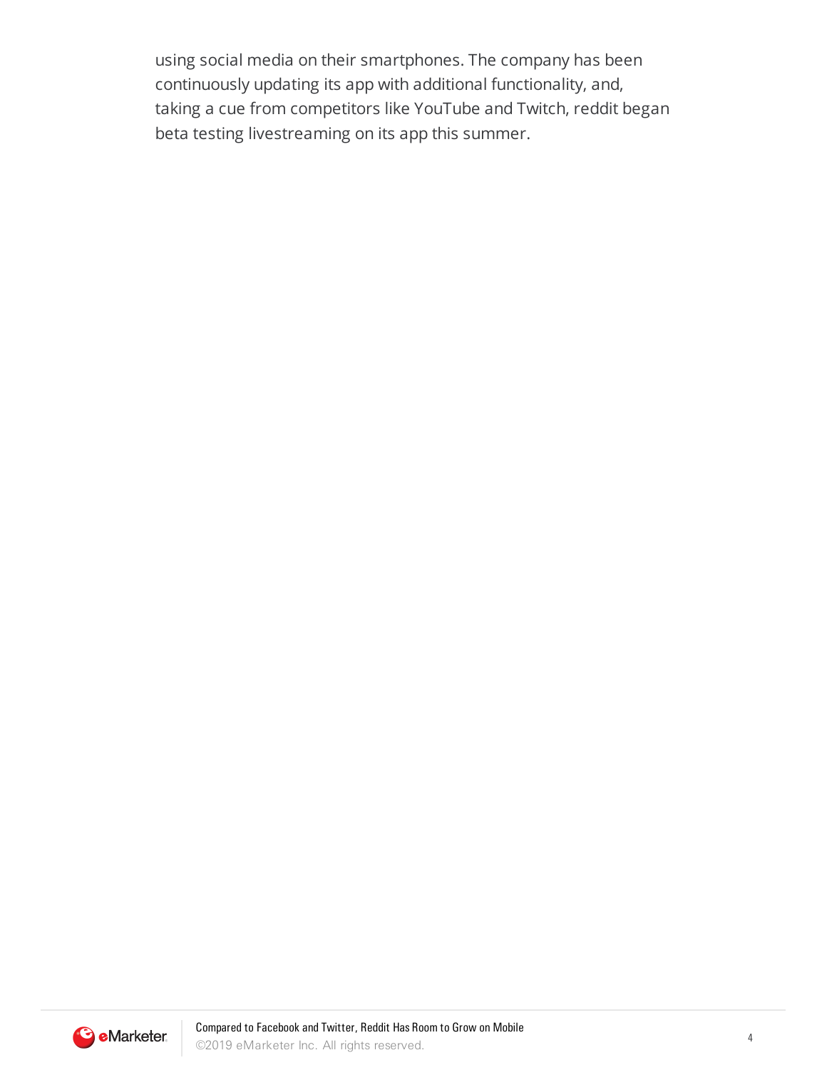using social media on their smartphones. The company has been continuously updating its app with additional functionality, and, taking a cue from competitors like YouTube and Twitch, reddit began beta testing livestreaming on its app this summer.